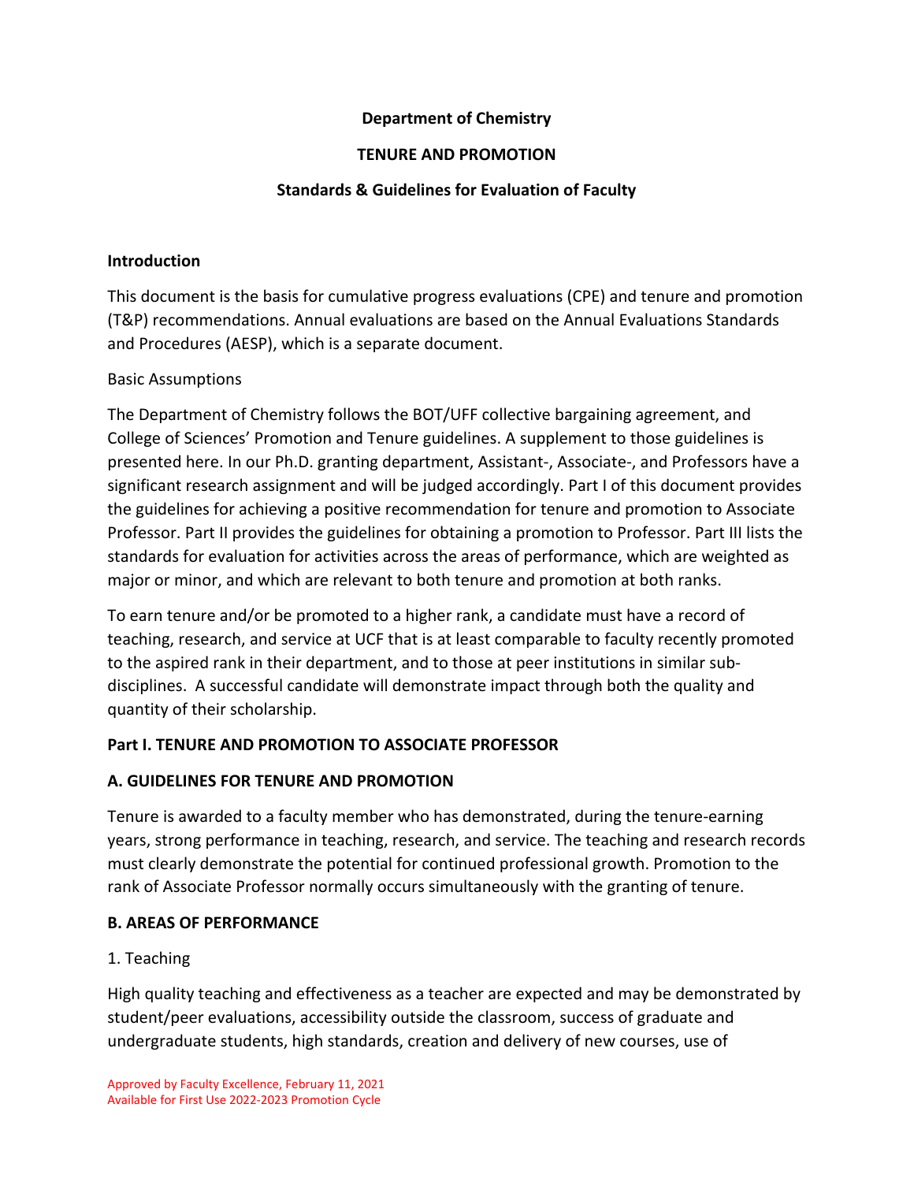**Department of Chemistry**

**TENURE AND PROMOTION**

**Standards & Guidelines for Evaluation of Faculty**

**Introduction**

This document is the basis for cumulative progress evaluations (CPE) and tenure and promotion (T&P) recommendations. Annual evaluations are based on the Annual Evaluations Standards and Procedures (AESP), which is a separate document.

Basic Assumptions

The Department of Chemistry follows the BOT/UFF collective bargaining agreement, and College of Sciences' Promotion and Tenure guidelines. A supplement to those guidelines is presented here. In our Ph.D. granting department, Assistant-, Associate-, and Professors have a significant research assignment and will be judged accordingly. Part I of this document provides the guidelines for achieving a positive recommendation for tenure and promotion to Associate Professor. Part II provides the guidelines for obtaining a promotion to Professor. Part III lists the standards for evaluation for activities across the areas of performance, which are weighted as major or minor, and which are relevant to both tenure and promotion at both ranks.

To earn tenure and/or be promoted to a higher rank, a candidate must have a record of teaching, research, and service at UCF that is at least comparable to faculty recently promoted to the aspired rank in their department, and to those at peer institutions in similar sub-disciplines. A successful candidate will demonstrate impact through both the quality and quantity of their scholarship.

**Part I. TENURE AND PROMOTION TO ASSOCIATE PROFESSOR**

**A. GUIDELINES FOR TENURE AND PROMOTION**

Tenure is awarded to a faculty member who has demonstrated, during the tenure-earning years, strong performance in teaching, research, and service. The teaching and research records must clearly demonstrate the potential for continued professional growth. Promotion to the rank of Associate Professor normally occurs simultaneously with the granting of tenure.

**B. AREAS OF PERFORMANCE**

1. Teaching

High quality teaching and effectiveness as a teacher are expected and may be demonstrated by student/peer evaluations, accessibility outside the classroom, success of graduate and undergraduate students, high standards, creation and delivery of new courses, use of

Approved by Faculty Excellence, February 11, 2021
Available for First Use 2022-2023 Promotion Cycle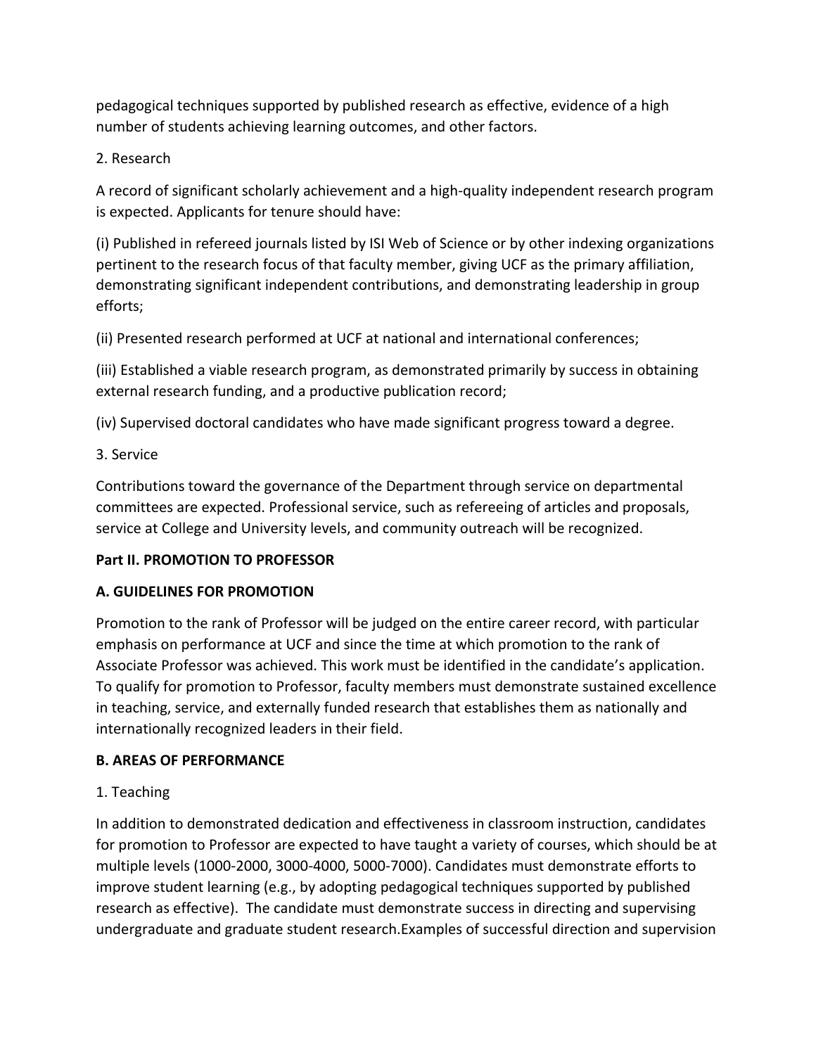pedagogical techniques supported by published research as effective, evidence of a high number of students achieving learning outcomes, and other factors.

2. Research

A record of significant scholarly achievement and a high-quality independent research program is expected. Applicants for tenure should have:

(i) Published in refereed journals listed by ISI Web of Science or by other indexing organizations pertinent to the research focus of that faculty member, giving UCF as the primary affiliation, demonstrating significant independent contributions, and demonstrating leadership in group efforts;

(ii) Presented research performed at UCF at national and international conferences;

(iii) Established a viable research program, as demonstrated primarily by success in obtaining external research funding, and a productive publication record;

(iv) Supervised doctoral candidates who have made significant progress toward a degree.

3. Service

Contributions toward the governance of the Department through service on departmental committees are expected. Professional service, such as refereeing of articles and proposals, service at College and University levels, and community outreach will be recognized.

**Part II. PROMOTION TO PROFESSOR**

**A. GUIDELINES FOR PROMOTION**

Promotion to the rank of Professor will be judged on the entire career record, with particular emphasis on performance at UCF and since the time at which promotion to the rank of Associate Professor was achieved. This work must be identified in the candidate's application. To qualify for promotion to Professor, faculty members must demonstrate sustained excellence in teaching, service, and externally funded research that establishes them as nationally and internationally recognized leaders in their field.

**B. AREAS OF PERFORMANCE**

1. Teaching

In addition to demonstrated dedication and effectiveness in classroom instruction, candidates for promotion to Professor are expected to have taught a variety of courses, which should be at multiple levels (1000-2000, 3000-4000, 5000-7000). Candidates must demonstrate efforts to improve student learning (e.g., by adopting pedagogical techniques supported by published research as effective). The candidate must demonstrate success in directing and supervising undergraduate and graduate student research.Examples of successful direction and supervision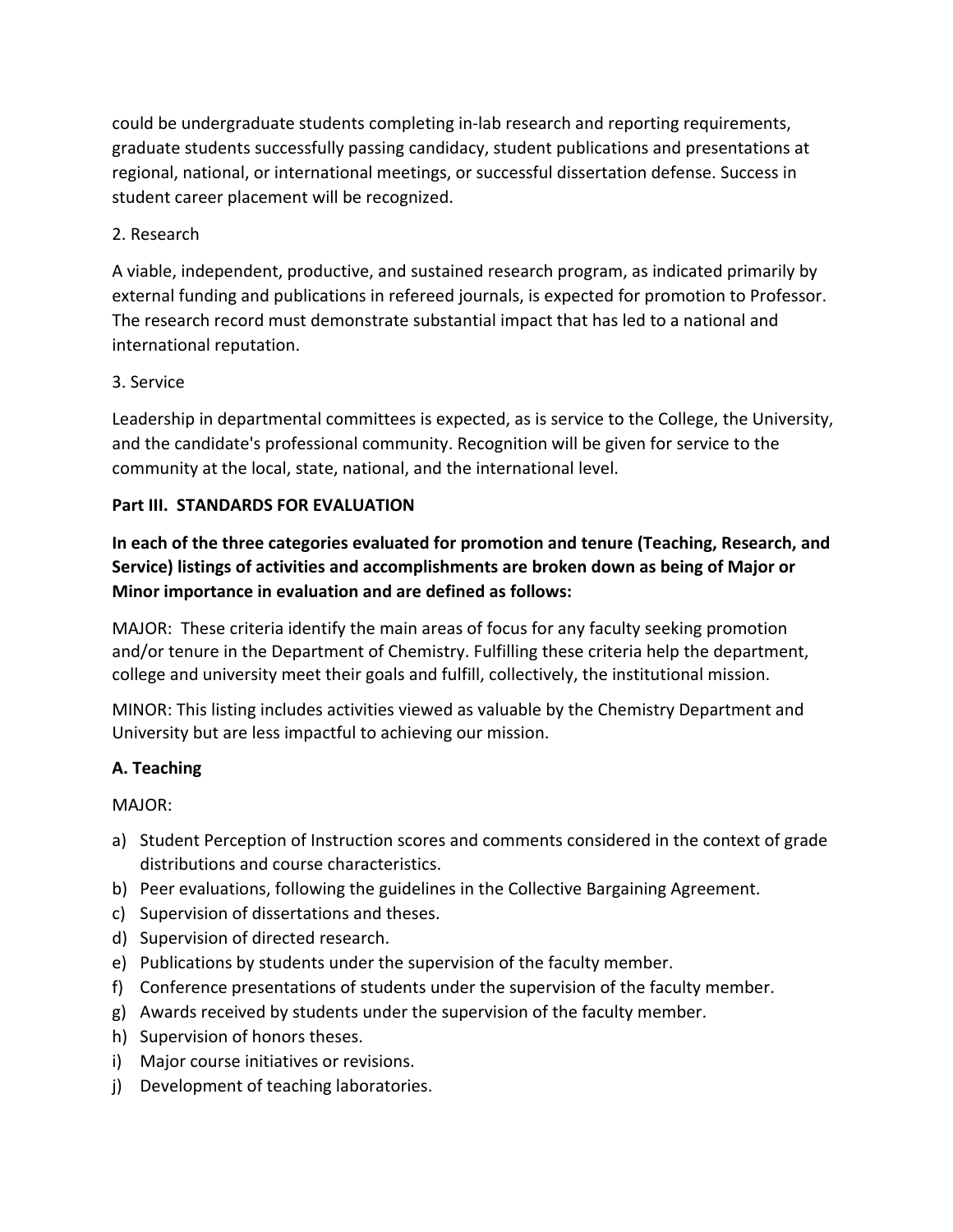could be undergraduate students completing in-lab research and reporting requirements, graduate students successfully passing candidacy, student publications and presentations at regional, national, or international meetings, or successful dissertation defense. Success in student career placement will be recognized.

2. Research

A viable, independent, productive, and sustained research program, as indicated primarily by external funding and publications in refereed journals, is expected for promotion to Professor. The research record must demonstrate substantial impact that has led to a national and international reputation.

3. Service

Leadership in departmental committees is expected, as is service to the College, the University, and the candidate's professional community. Recognition will be given for service to the community at the local, state, national, and the international level.

## Part III. STANDARDS FOR EVALUATION

**In each of the three categories evaluated for promotion and tenure (Teaching, Research, and Service) listings of activities and accomplishments are broken down as being of Major or Minor importance in evaluation and are defined as follows:**

MAJOR: These criteria identify the main areas of focus for any faculty seeking promotion and/or tenure in the Department of Chemistry. Fulfilling these criteria help the department, college and university meet their goals and fulfill, collectively, the institutional mission.

MINOR: This listing includes activities viewed as valuable by the Chemistry Department and University but are less impactful to achieving our mission.

### A. Teaching

MAJOR:

a) Student Perception of Instruction scores and comments considered in the context of grade distributions and course characteristics.
b) Peer evaluations, following the guidelines in the Collective Bargaining Agreement.
c) Supervision of dissertations and theses.
d) Supervision of directed research.
e) Publications by students under the supervision of the faculty member.
f) Conference presentations of students under the supervision of the faculty member.
g) Awards received by students under the supervision of the faculty member.
h) Supervision of honors theses.
i) Major course initiatives or revisions.
j) Development of teaching laboratories.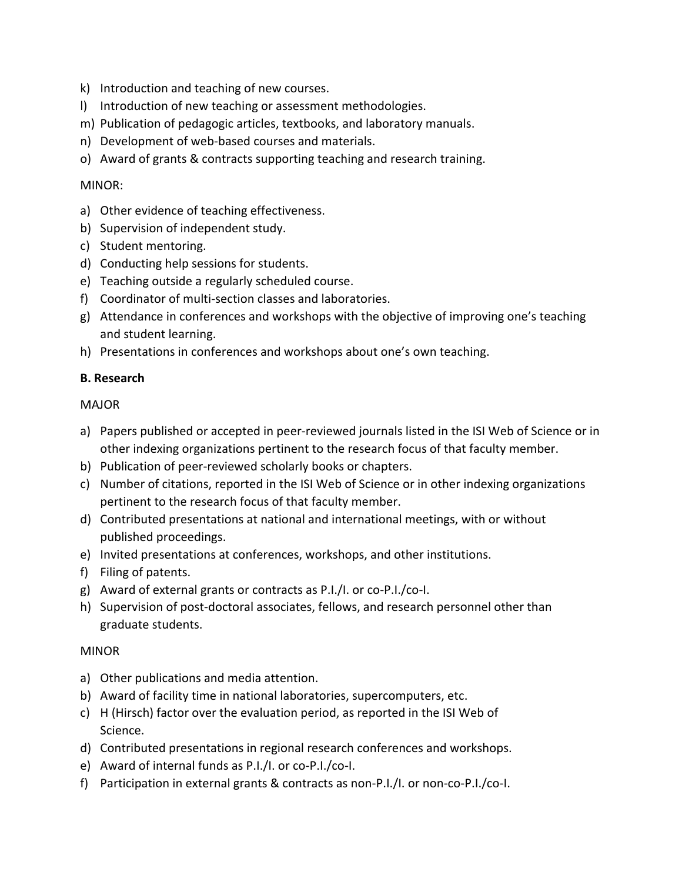k) Introduction and teaching of new courses.
l) Introduction of new teaching or assessment methodologies.
m) Publication of pedagogic articles, textbooks, and laboratory manuals.
n) Development of web-based courses and materials.
o) Award of grants & contracts supporting teaching and research training.

MINOR:

a) Other evidence of teaching effectiveness.
b) Supervision of independent study.
c) Student mentoring.
d) Conducting help sessions for students.
e) Teaching outside a regularly scheduled course.
f) Coordinator of multi-section classes and laboratories.
g) Attendance in conferences and workshops with the objective of improving one's teaching and student learning.
h) Presentations in conferences and workshops about one's own teaching.

**B. Research**

MAJOR

a) Papers published or accepted in peer-reviewed journals listed in the ISI Web of Science or in other indexing organizations pertinent to the research focus of that faculty member.
b) Publication of peer-reviewed scholarly books or chapters.
c) Number of citations, reported in the ISI Web of Science or in other indexing organizations pertinent to the research focus of that faculty member.
d) Contributed presentations at national and international meetings, with or without published proceedings.
e) Invited presentations at conferences, workshops, and other institutions.
f) Filing of patents.
g) Award of external grants or contracts as P.I./I. or co-P.I./co-I.
h) Supervision of post-doctoral associates, fellows, and research personnel other than graduate students.

MINOR

a) Other publications and media attention.
b) Award of facility time in national laboratories, supercomputers, etc.
c) H (Hirsch) factor over the evaluation period, as reported in the ISI Web of Science.
d) Contributed presentations in regional research conferences and workshops.
e) Award of internal funds as P.I./I. or co-P.I./co-I.
f) Participation in external grants & contracts as non-P.I./I. or non-co-P.I./co-I.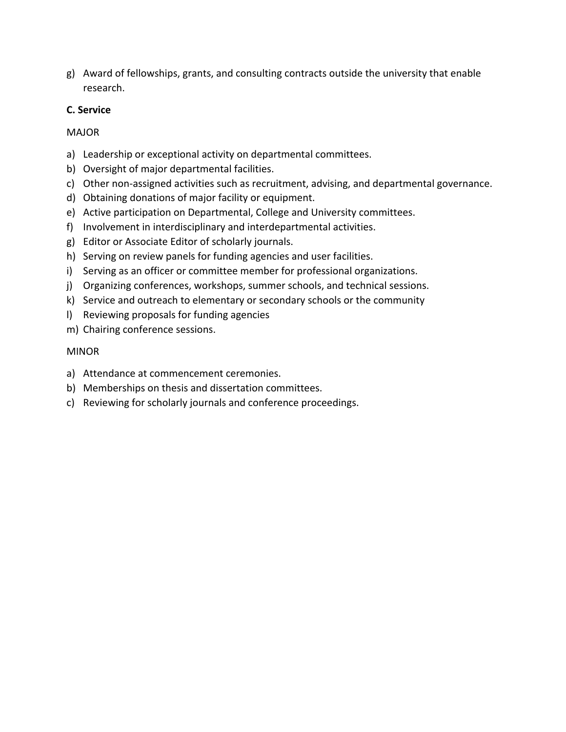g) Award of fellowships, grants, and consulting contracts outside the university that enable research.

**C. Service**

MAJOR

a) Leadership or exceptional activity on departmental committees.
b) Oversight of major departmental facilities.
c) Other non-assigned activities such as recruitment, advising, and departmental governance.
d) Obtaining donations of major facility or equipment.
e) Active participation on Departmental, College and University committees.
f) Involvement in interdisciplinary and interdepartmental activities.
g) Editor or Associate Editor of scholarly journals.
h) Serving on review panels for funding agencies and user facilities.
i) Serving as an officer or committee member for professional organizations.
j) Organizing conferences, workshops, summer schools, and technical sessions.
k) Service and outreach to elementary or secondary schools or the community
l) Reviewing proposals for funding agencies
m) Chairing conference sessions.

MINOR

a) Attendance at commencement ceremonies.
b) Memberships on thesis and dissertation committees.
c) Reviewing for scholarly journals and conference proceedings.